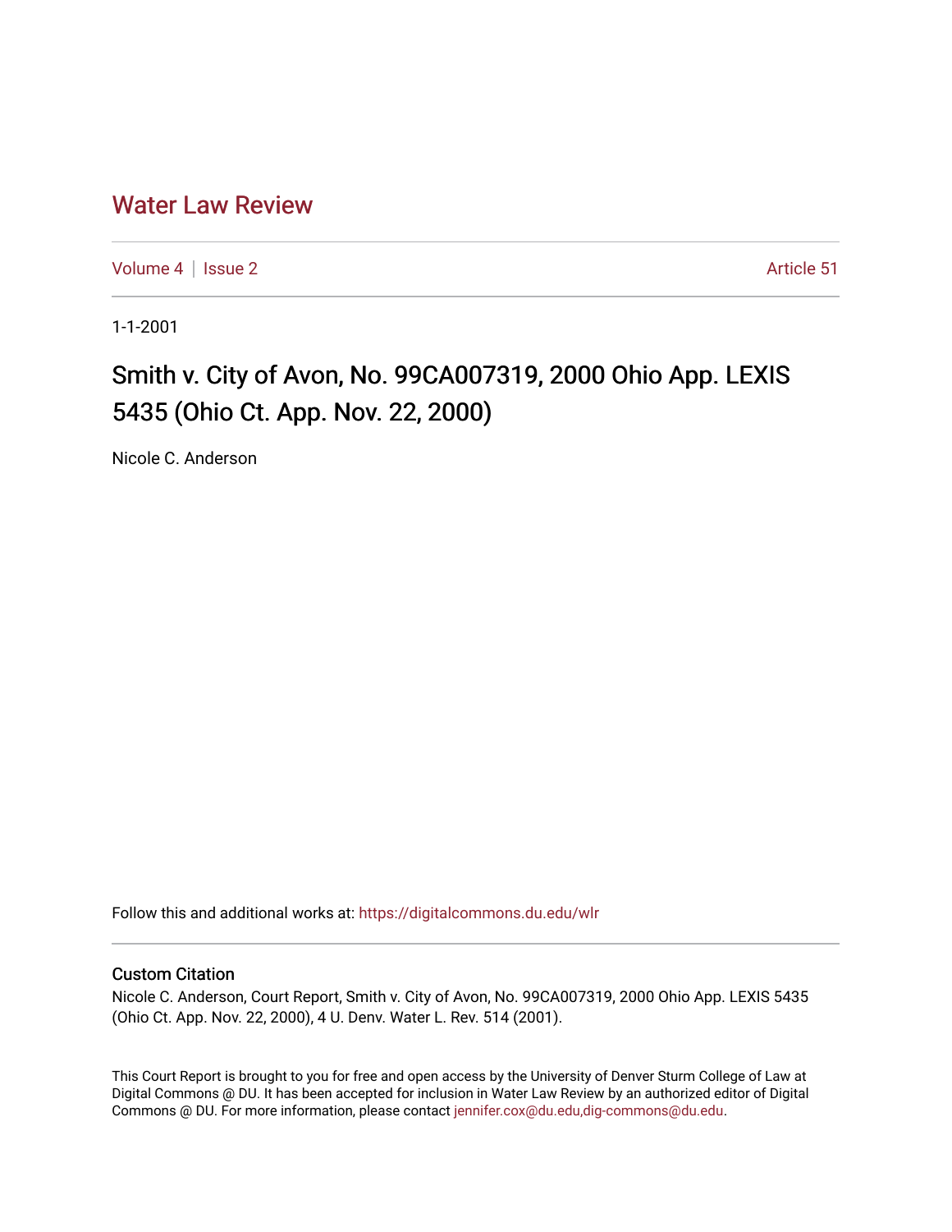# Water Law Review

Volume 4 | Issue 2 Article 51

1-1-2001

## Smith v. City of Avon, No. 99CA007319, 2000 Ohio App. LEXIS 5435 (Ohio Ct. App. Nov. 22, 2000)

Nicole C. Anderson

Follow this and additional works at: https://digitalcommons.du.edu/wlr

### Custom Citation

Nicole C. Anderson, Court Report, Smith v. City of Avon, No. 99CA007319, 2000 Ohio App. LEXIS 5435 (Ohio Ct. App. Nov. 22, 2000), 4 U. Denv. Water L. Rev. 514 (2001).

This Court Report is brought to you for free and open access by the University of Denver Sturm College of Law at Digital Commons @ DU. It has been accepted for inclusion in Water Law Review by an authorized editor of Digital Commons @ DU. For more information, please contact jennifer.cox@du.edu,dig-commons@du.edu.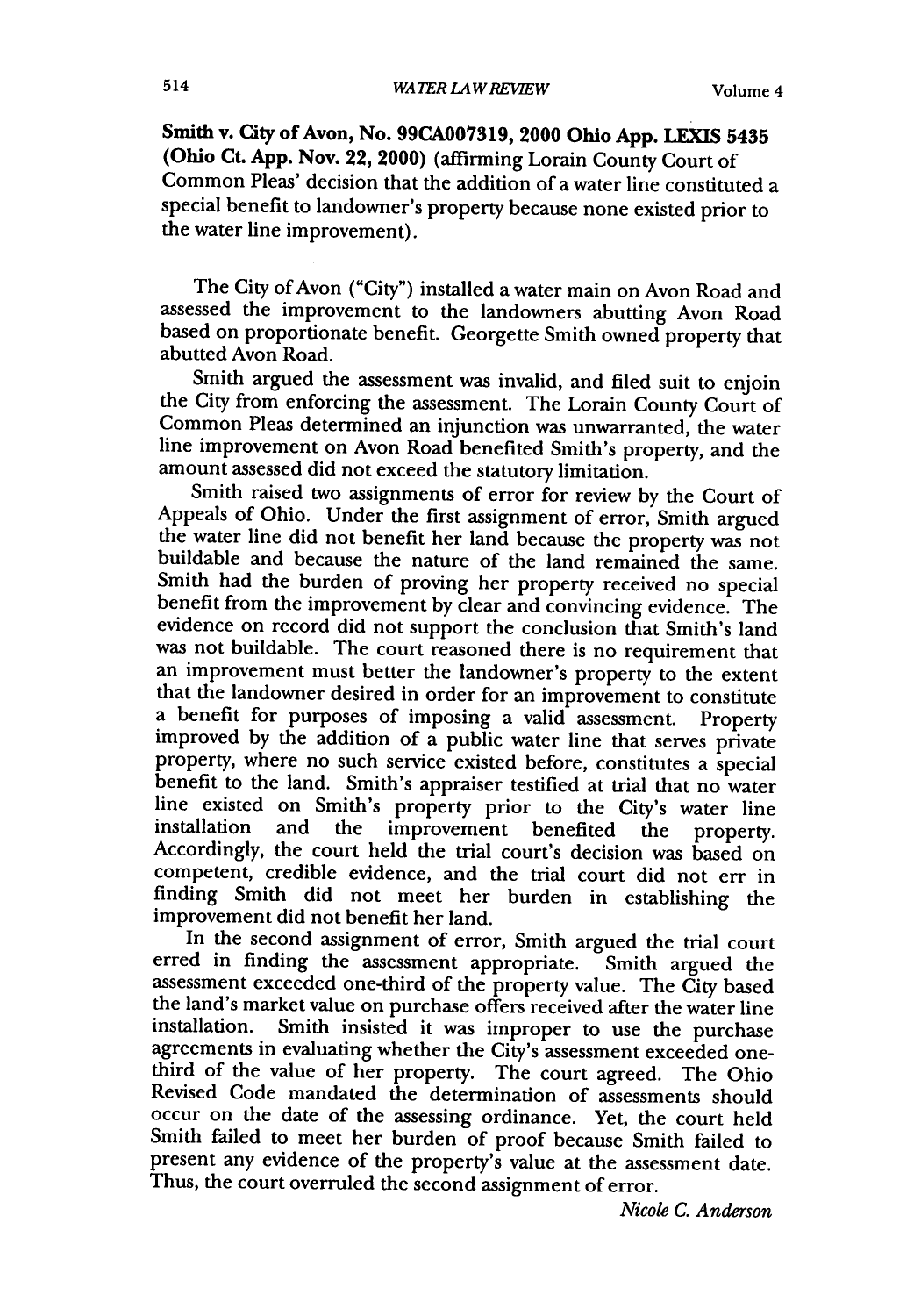**Smith v. City of Avon, No. 99CA007319, 2000 Ohio App. LEXIS 5435 (Ohio Ct. App. Nov. 22, 2000)** (affirming Lorain County Court of Common Pleas' decision that the addition of a water line constituted a special benefit to landowner's property because none existed prior to the water line improvement).

The City of Avon ("City") installed a water main on Avon Road and assessed the improvement to the landowners abutting Avon Road based on proportionate benefit. Georgette Smith owned property that abutted Avon Road.

Smith argued the assessment was invalid, and filed suit to enjoin the City from enforcing the assessment. The Lorain County Court of Common Pleas determined an injunction was unwarranted, the water line improvement on Avon Road benefited Smith's property, and the amount assessed did not exceed the statutory limitation.

Smith raised two assignments of error for review by the Court of Appeals of Ohio. Under the first assignment of error, Smith argued the water line did not benefit her land because the property was not buildable and because the nature of the land remained the same. Smith had the burden of proving her property received no special benefit from the improvement by clear and convincing evidence. The evidence on record did not support the conclusion that Smith's land was not buildable. The court reasoned there is no requirement that an improvement must better the landowner's property to the extent that the landowner desired in order for an improvement to constitute a benefit for purposes of imposing a valid assessment. Property improved by the addition of a public water line that serves private property, where no such service existed before, constitutes a special benefit to the land. Smith's appraiser testified at trial that no water line existed on Smith's property prior to the City's water line installation and the improvement benefited the property. Accordingly, the court held the trial court's decision was based on competent, credible evidence, and the trial court did not err in finding Smith did not meet her burden in establishing the improvement did not benefit her land.

In the second assignment of error, Smith argued the trial court erred in finding the assessment appropriate. Smith argued the assessment exceeded one-third of the property value. The City based the land's market value on purchase offers received after the water line installation. Smith insisted it was improper to use the purchase agreements in evaluating whether the City's assessment exceeded one-third of the value of her property. The court agreed. The Ohio Revised Code mandated the determination of assessments should occur on the date of the assessing ordinance. Yet, the court held Smith failed to meet her burden of proof because Smith failed to present any evidence of the property's value at the assessment date. Thus, the court overruled the second assignment of error.

*Nicole C. Anderson*